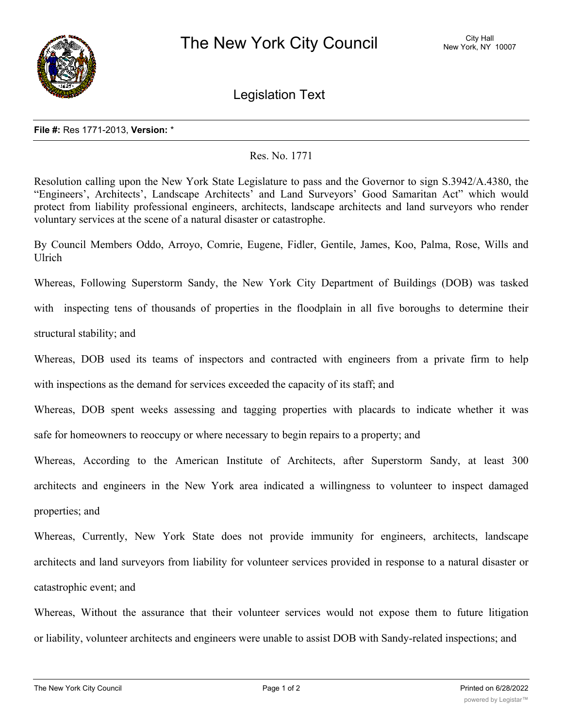# The New York City Council

City Hall
New York, NY 10007

## Legislation Text

**File #:** Res 1771-2013, **Version:** *

Res. No. 1771

Resolution calling upon the New York State Legislature to pass and the Governor to sign S.3942/A.4380, the "Engineers', Architects', Landscape Architects' and Land Surveyors' Good Samaritan Act" which would protect from liability professional engineers, architects, landscape architects and land surveyors who render voluntary services at the scene of a natural disaster or catastrophe.

By Council Members Oddo, Arroyo, Comrie, Eugene, Fidler, Gentile, James, Koo, Palma, Rose, Wills and Ulrich

Whereas, Following Superstorm Sandy, the New York City Department of Buildings (DOB) was tasked with inspecting tens of thousands of properties in the floodplain in all five boroughs to determine their structural stability; and

Whereas, DOB used its teams of inspectors and contracted with engineers from a private firm to help with inspections as the demand for services exceeded the capacity of its staff; and

Whereas, DOB spent weeks assessing and tagging properties with placards to indicate whether it was safe for homeowners to reoccupy or where necessary to begin repairs to a property; and

Whereas, According to the American Institute of Architects, after Superstorm Sandy, at least 300 architects and engineers in the New York area indicated a willingness to volunteer to inspect damaged properties; and

Whereas, Currently, New York State does not provide immunity for engineers, architects, landscape architects and land surveyors from liability for volunteer services provided in response to a natural disaster or catastrophic event; and

Whereas, Without the assurance that their volunteer services would not expose them to future litigation or liability, volunteer architects and engineers were unable to assist DOB with Sandy-related inspections; and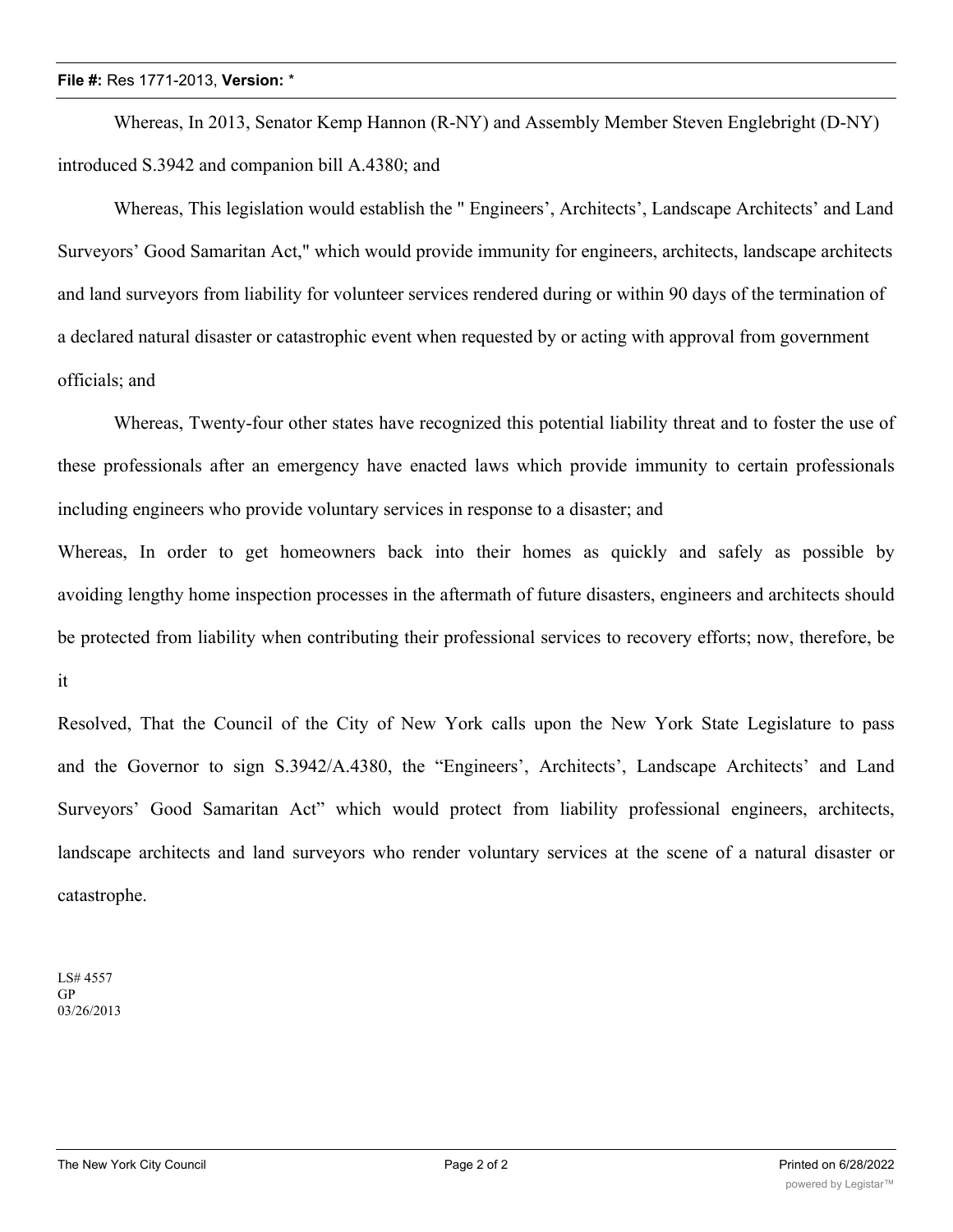Whereas, In 2013, Senator Kemp Hannon (R-NY) and Assembly Member Steven Englebright (D-NY) introduced S.3942 and companion bill A.4380; and

Whereas, This legislation would establish the " Engineers', Architects', Landscape Architects' and Land Surveyors' Good Samaritan Act," which would provide immunity for engineers, architects, landscape architects and land surveyors from liability for volunteer services rendered during or within 90 days of the termination of a declared natural disaster or catastrophic event when requested by or acting with approval from government officials; and

Whereas, Twenty-four other states have recognized this potential liability threat and to foster the use of these professionals after an emergency have enacted laws which provide immunity to certain professionals including engineers who provide voluntary services in response to a disaster; and

Whereas, In order to get homeowners back into their homes as quickly and safely as possible by avoiding lengthy home inspection processes in the aftermath of future disasters, engineers and architects should be protected from liability when contributing their professional services to recovery efforts; now, therefore, be it

Resolved, That the Council of the City of New York calls upon the New York State Legislature to pass and the Governor to sign S.3942/A.4380, the "Engineers', Architects', Landscape Architects' and Land Surveyors' Good Samaritan Act" which would protect from liability professional engineers, architects, landscape architects and land surveyors who render voluntary services at the scene of a natural disaster or catastrophe.

LS# 4557
GP
03/26/2013